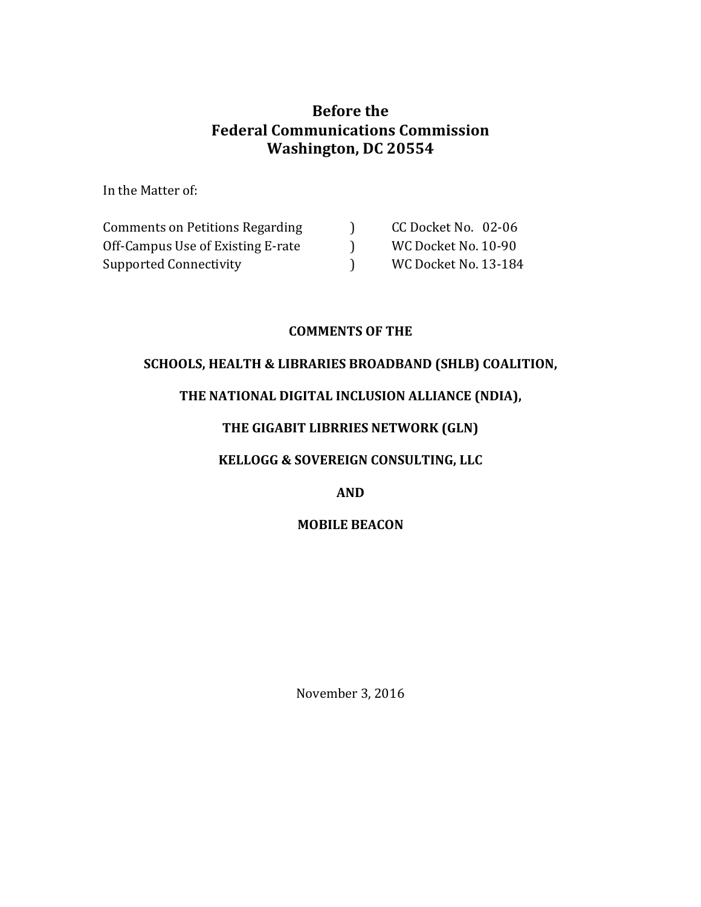# Before the
# Federal Communications Commission
# Washington, DC 20554

In the Matter of:

| | | |
|---|---|---|
| Comments on Petitions Regarding | ) | CC Docket No. 02-06 |
| Off-Campus Use of Existing E-rate | ) | WC Docket No. 10-90 |
| Supported Connectivity | ) | WC Docket No. 13-184 |

**COMMENTS OF THE**

**SCHOOLS, HEALTH & LIBRARIES BROADBAND (SHLB) COALITION,**

**THE NATIONAL DIGITAL INCLUSION ALLIANCE (NDIA),**

**THE GIGABIT LIBRRIES NETWORK (GLN)**

**KELLOGG & SOVEREIGN CONSULTING, LLC**

**AND**

**MOBILE BEACON**

November 3, 2016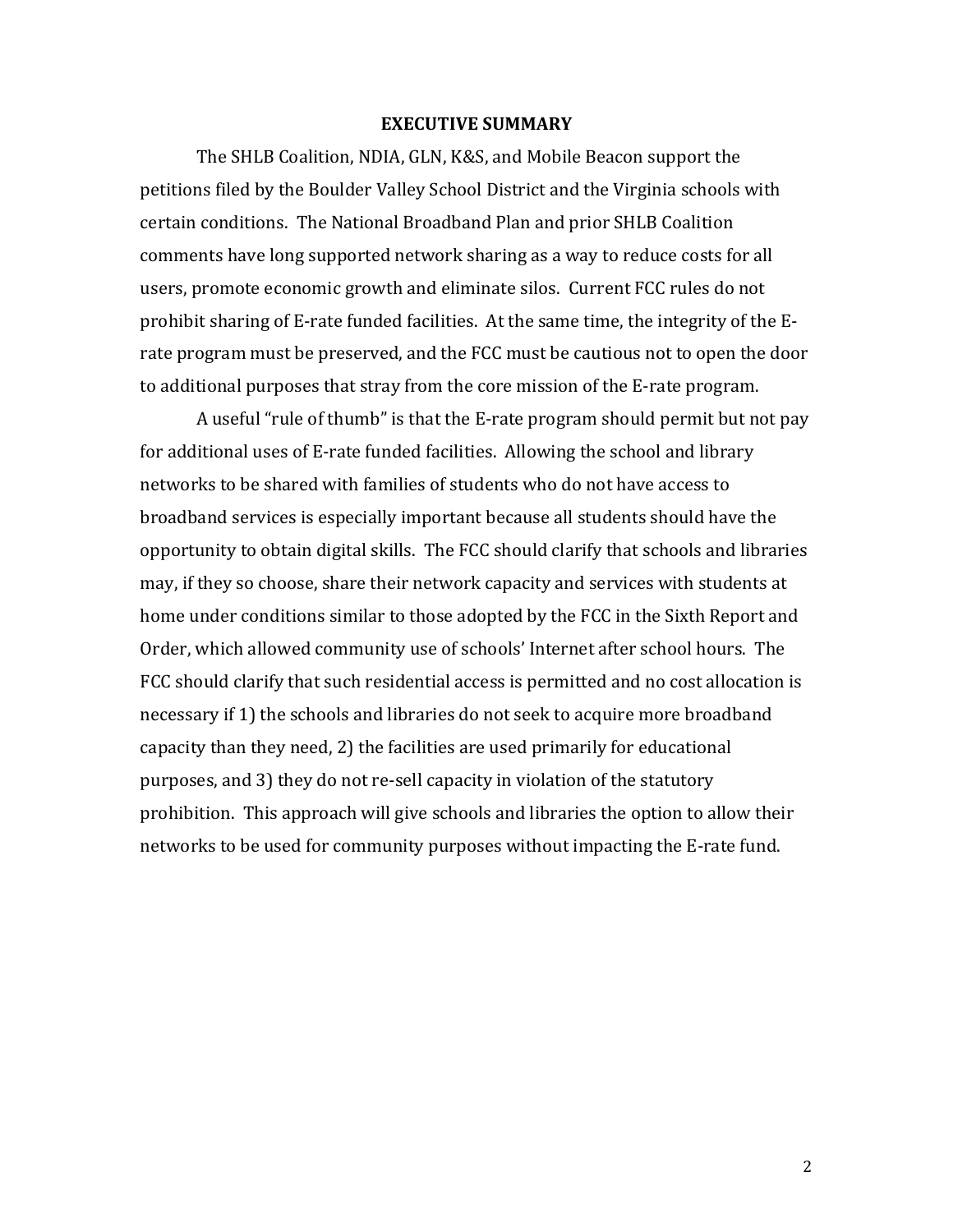## EXECUTIVE SUMMARY

The SHLB Coalition, NDIA, GLN, K&S, and Mobile Beacon support the petitions filed by the Boulder Valley School District and the Virginia schools with certain conditions. The National Broadband Plan and prior SHLB Coalition comments have long supported network sharing as a way to reduce costs for all users, promote economic growth and eliminate silos. Current FCC rules do not prohibit sharing of E-rate funded facilities. At the same time, the integrity of the E-rate program must be preserved, and the FCC must be cautious not to open the door to additional purposes that stray from the core mission of the E-rate program.

A useful "rule of thumb" is that the E-rate program should permit but not pay for additional uses of E-rate funded facilities. Allowing the school and library networks to be shared with families of students who do not have access to broadband services is especially important because all students should have the opportunity to obtain digital skills. The FCC should clarify that schools and libraries may, if they so choose, share their network capacity and services with students at home under conditions similar to those adopted by the FCC in the Sixth Report and Order, which allowed community use of schools' Internet after school hours. The FCC should clarify that such residential access is permitted and no cost allocation is necessary if 1) the schools and libraries do not seek to acquire more broadband capacity than they need, 2) the facilities are used primarily for educational purposes, and 3) they do not re-sell capacity in violation of the statutory prohibition. This approach will give schools and libraries the option to allow their networks to be used for community purposes without impacting the E-rate fund.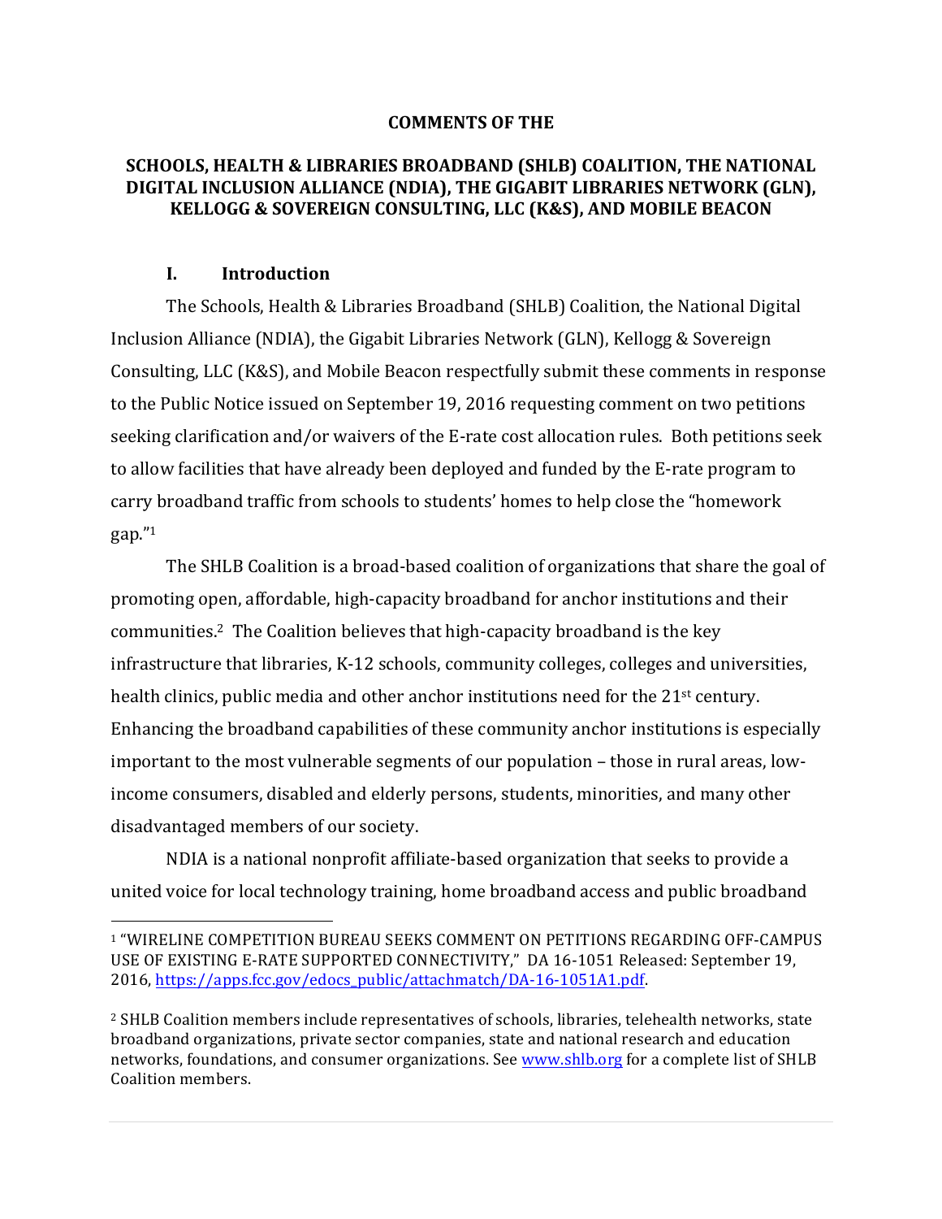**COMMENTS OF THE**

**SCHOOLS, HEALTH & LIBRARIES BROADBAND (SHLB) COALITION, THE NATIONAL DIGITAL INCLUSION ALLIANCE (NDIA), THE GIGABIT LIBRARIES NETWORK (GLN), KELLOGG & SOVEREIGN CONSULTING, LLC (K&S), AND MOBILE BEACON**

## I. Introduction

The Schools, Health & Libraries Broadband (SHLB) Coalition, the National Digital Inclusion Alliance (NDIA), the Gigabit Libraries Network (GLN), Kellogg & Sovereign Consulting, LLC (K&S), and Mobile Beacon respectfully submit these comments in response to the Public Notice issued on September 19, 2016 requesting comment on two petitions seeking clarification and/or waivers of the E-rate cost allocation rules. Both petitions seek to allow facilities that have already been deployed and funded by the E-rate program to carry broadband traffic from schools to students' homes to help close the "homework gap."[1]

The SHLB Coalition is a broad-based coalition of organizations that share the goal of promoting open, affordable, high-capacity broadband for anchor institutions and their communities.[2] The Coalition believes that high-capacity broadband is the key infrastructure that libraries, K-12 schools, community colleges, colleges and universities, health clinics, public media and other anchor institutions need for the 21st century. Enhancing the broadband capabilities of these community anchor institutions is especially important to the most vulnerable segments of our population – those in rural areas, low-income consumers, disabled and elderly persons, students, minorities, and many other disadvantaged members of our society.

NDIA is a national nonprofit affiliate-based organization that seeks to provide a united voice for local technology training, home broadband access and public broadband

---

[1] "WIRELINE COMPETITION BUREAU SEEKS COMMENT ON PETITIONS REGARDING OFF-CAMPUS USE OF EXISTING E-RATE SUPPORTED CONNECTIVITY," DA 16-1051 Released: September 19, 2016, https://apps.fcc.gov/edocs_public/attachmatch/DA-16-1051A1.pdf.

[2] SHLB Coalition members include representatives of schools, libraries, telehealth networks, state broadband organizations, private sector companies, state and national research and education networks, foundations, and consumer organizations. See www.shlb.org for a complete list of SHLB Coalition members.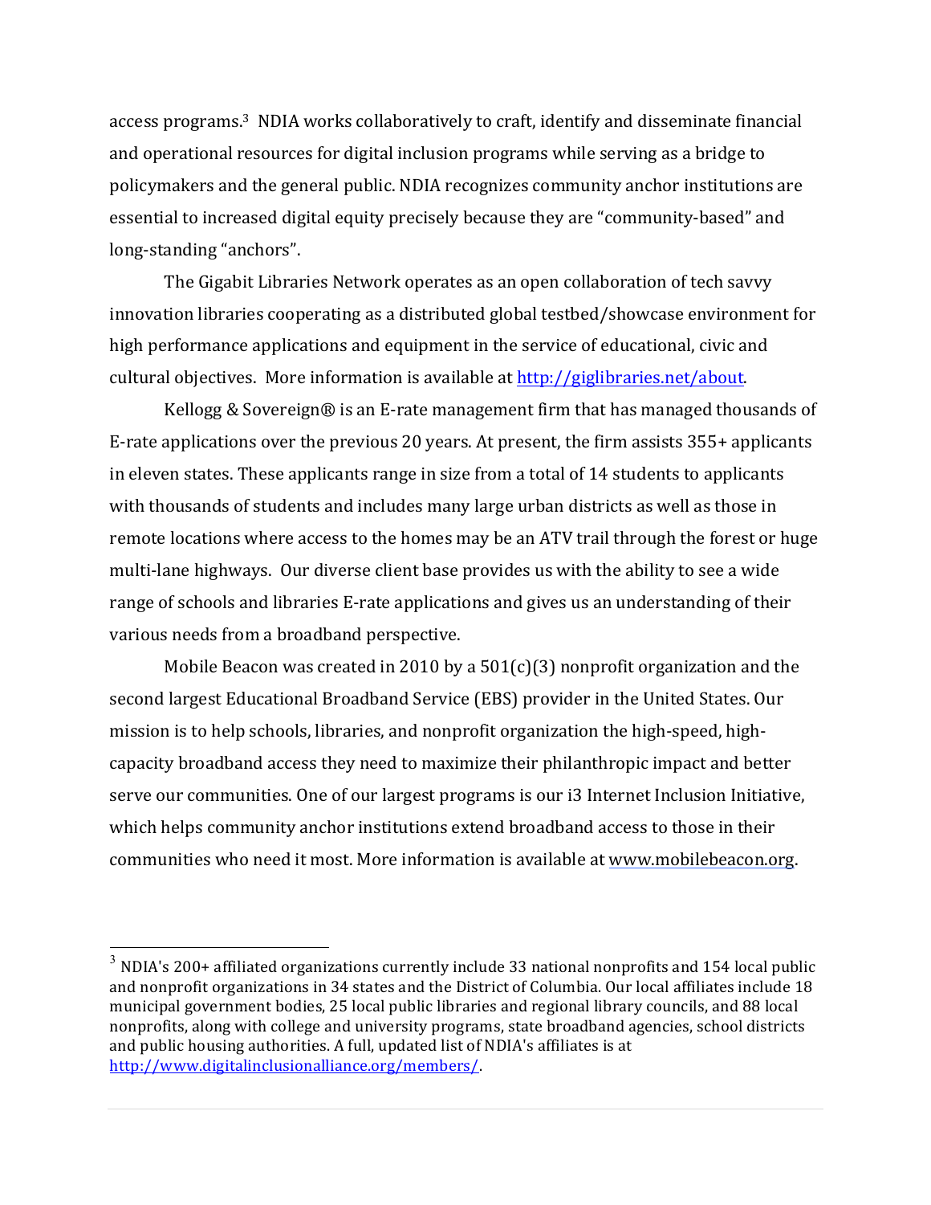access programs.[3] NDIA works collaboratively to craft, identify and disseminate financial and operational resources for digital inclusion programs while serving as a bridge to policymakers and the general public. NDIA recognizes community anchor institutions are essential to increased digital equity precisely because they are "community-based" and long-standing "anchors".

The Gigabit Libraries Network operates as an open collaboration of tech savvy innovation libraries cooperating as a distributed global testbed/showcase environment for high performance applications and equipment in the service of educational, civic and cultural objectives. More information is available at http://giglibraries.net/about.

Kellogg & Sovereign® is an E-rate management firm that has managed thousands of E-rate applications over the previous 20 years. At present, the firm assists 355+ applicants in eleven states. These applicants range in size from a total of 14 students to applicants with thousands of students and includes many large urban districts as well as those in remote locations where access to the homes may be an ATV trail through the forest or huge multi-lane highways. Our diverse client base provides us with the ability to see a wide range of schools and libraries E-rate applications and gives us an understanding of their various needs from a broadband perspective.

Mobile Beacon was created in 2010 by a 501(c)(3) nonprofit organization and the second largest Educational Broadband Service (EBS) provider in the United States. Our mission is to help schools, libraries, and nonprofit organization the high-speed, high-capacity broadband access they need to maximize their philanthropic impact and better serve our communities. One of our largest programs is our i3 Internet Inclusion Initiative, which helps community anchor institutions extend broadband access to those in their communities who need it most. More information is available at www.mobilebeacon.org.

---

[3] NDIA's 200+ affiliated organizations currently include 33 national nonprofits and 154 local public and nonprofit organizations in 34 states and the District of Columbia. Our local affiliates include 18 municipal government bodies, 25 local public libraries and regional library councils, and 88 local nonprofits, along with college and university programs, state broadband agencies, school districts and public housing authorities. A full, updated list of NDIA's affiliates is at http://www.digitalinclusionalliance.org/members/.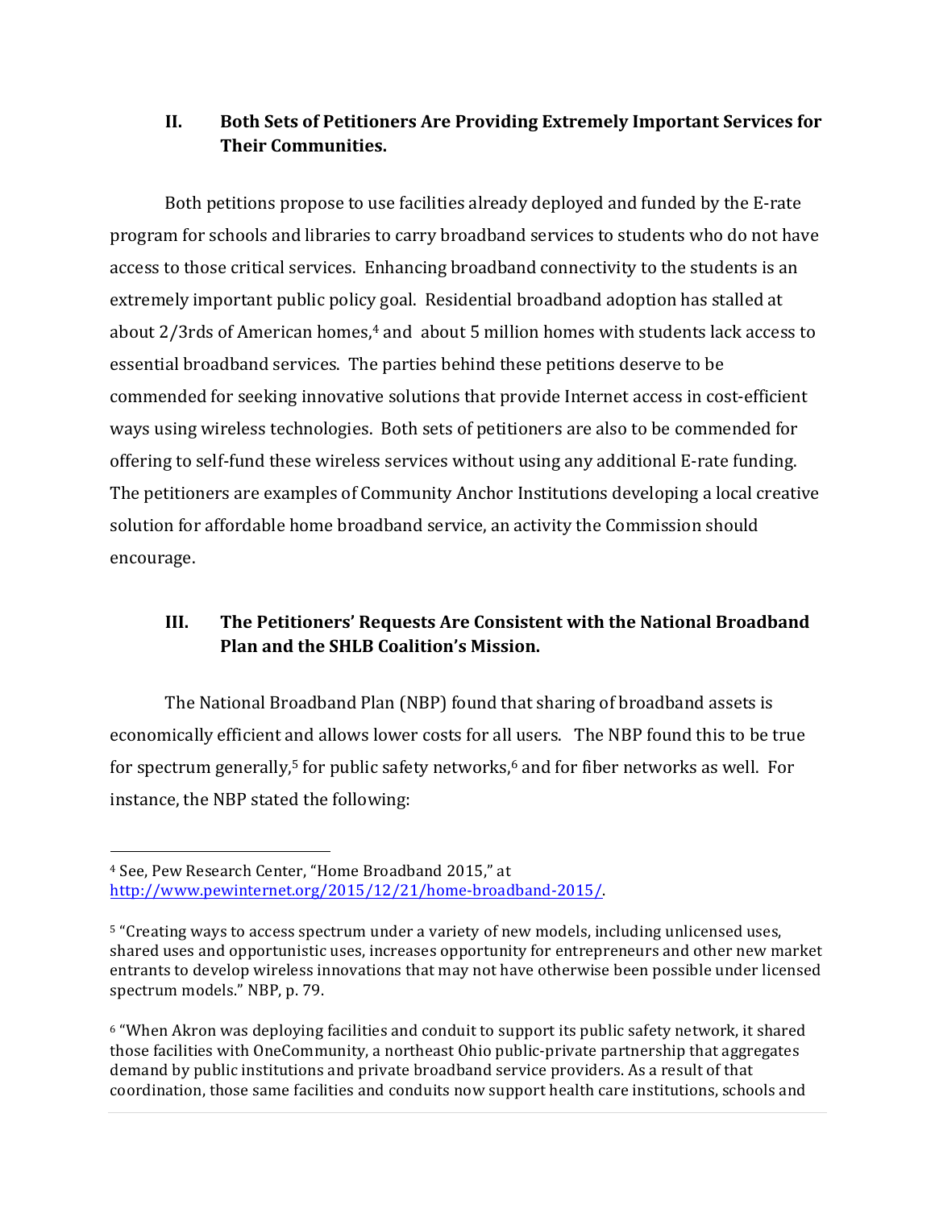## II. Both Sets of Petitioners Are Providing Extremely Important Services for Their Communities.

Both petitions propose to use facilities already deployed and funded by the E-rate program for schools and libraries to carry broadband services to students who do not have access to those critical services. Enhancing broadband connectivity to the students is an extremely important public policy goal. Residential broadband adoption has stalled at about 2/3rds of American homes,[4] and about 5 million homes with students lack access to essential broadband services. The parties behind these petitions deserve to be commended for seeking innovative solutions that provide Internet access in cost-efficient ways using wireless technologies. Both sets of petitioners are also to be commended for offering to self-fund these wireless services without using any additional E-rate funding. The petitioners are examples of Community Anchor Institutions developing a local creative solution for affordable home broadband service, an activity the Commission should encourage.

## III. The Petitioners' Requests Are Consistent with the National Broadband Plan and the SHLB Coalition's Mission.

The National Broadband Plan (NBP) found that sharing of broadband assets is economically efficient and allows lower costs for all users. The NBP found this to be true for spectrum generally,[5] for public safety networks,[6] and for fiber networks as well. For instance, the NBP stated the following:

---

[4] See, Pew Research Center, "Home Broadband 2015," at http://www.pewinternet.org/2015/12/21/home-broadband-2015/.

[5] "Creating ways to access spectrum under a variety of new models, including unlicensed uses, shared uses and opportunistic uses, increases opportunity for entrepreneurs and other new market entrants to develop wireless innovations that may not have otherwise been possible under licensed spectrum models." NBP, p. 79.

[6] "When Akron was deploying facilities and conduit to support its public safety network, it shared those facilities with OneCommunity, a northeast Ohio public-private partnership that aggregates demand by public institutions and private broadband service providers. As a result of that coordination, those same facilities and conduits now support health care institutions, schools and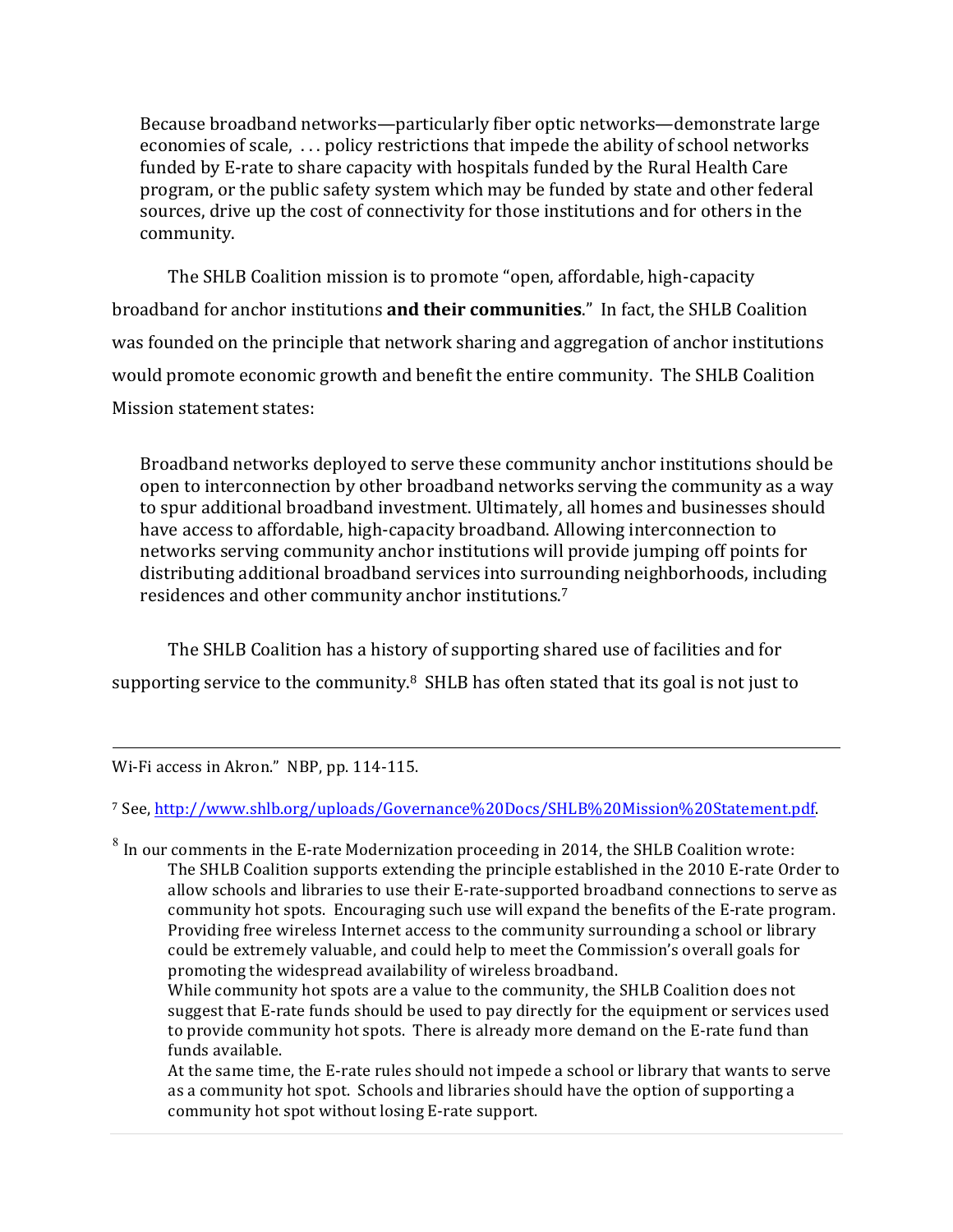> Because broadband networks—particularly fiber optic networks—demonstrate large economies of scale, . . . policy restrictions that impede the ability of school networks funded by E-rate to share capacity with hospitals funded by the Rural Health Care program, or the public safety system which may be funded by state and other federal sources, drive up the cost of connectivity for those institutions and for others in the community.

The SHLB Coalition mission is to promote "open, affordable, high-capacity broadband for anchor institutions **and their communities**." In fact, the SHLB Coalition was founded on the principle that network sharing and aggregation of anchor institutions would promote economic growth and benefit the entire community. The SHLB Coalition Mission statement states:

> Broadband networks deployed to serve these community anchor institutions should be open to interconnection by other broadband networks serving the community as a way to spur additional broadband investment. Ultimately, all homes and businesses should have access to affordable, high-capacity broadband. Allowing interconnection to networks serving community anchor institutions will provide jumping off points for distributing additional broadband services into surrounding neighborhoods, including residences and other community anchor institutions.[7]

The SHLB Coalition has a history of supporting shared use of facilities and for supporting service to the community.[8] SHLB has often stated that its goal is not just to

---

Wi-Fi access in Akron." NBP, pp. 114-115.

[7] See, http://www.shlb.org/uploads/Governance%20Docs/SHLB%20Mission%20Statement.pdf.

[8] In our comments in the E-rate Modernization proceeding in 2014, the SHLB Coalition wrote:

> The SHLB Coalition supports extending the principle established in the 2010 E-rate Order to allow schools and libraries to use their E-rate-supported broadband connections to serve as community hot spots. Encouraging such use will expand the benefits of the E-rate program. Providing free wireless Internet access to the community surrounding a school or library could be extremely valuable, and could help to meet the Commission's overall goals for promoting the widespread availability of wireless broadband.
>
> While community hot spots are a value to the community, the SHLB Coalition does not suggest that E-rate funds should be used to pay directly for the equipment or services used to provide community hot spots. There is already more demand on the E-rate fund than funds available.
>
> At the same time, the E-rate rules should not impede a school or library that wants to serve as a community hot spot. Schools and libraries should have the option of supporting a community hot spot without losing E-rate support.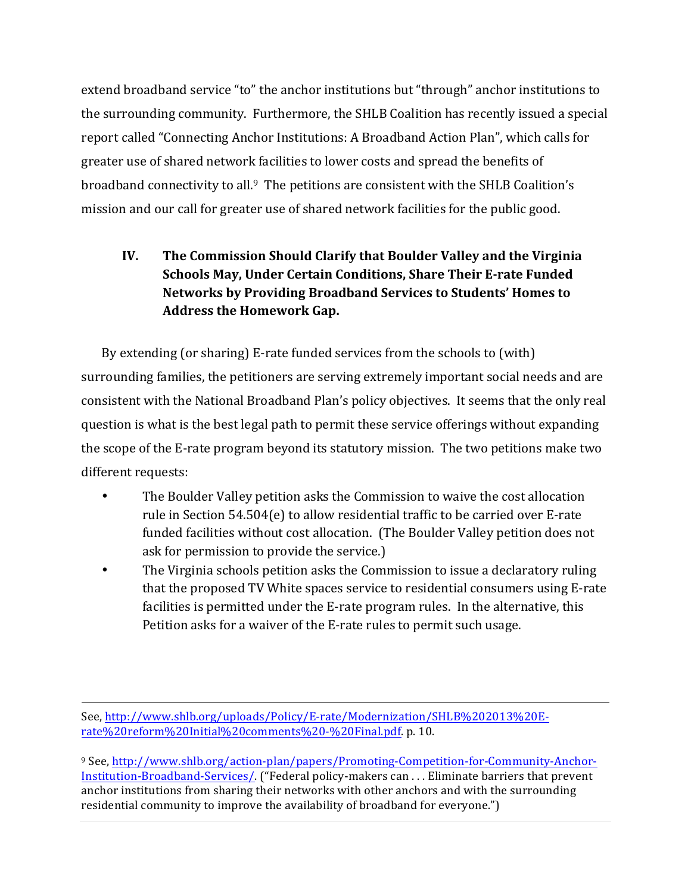extend broadband service "to" the anchor institutions but "through" anchor institutions to the surrounding community. Furthermore, the SHLB Coalition has recently issued a special report called "Connecting Anchor Institutions: A Broadband Action Plan", which calls for greater use of shared network facilities to lower costs and spread the benefits of broadband connectivity to all.[9] The petitions are consistent with the SHLB Coalition's mission and our call for greater use of shared network facilities for the public good.

## IV. The Commission Should Clarify that Boulder Valley and the Virginia Schools May, Under Certain Conditions, Share Their E-rate Funded Networks by Providing Broadband Services to Students' Homes to Address the Homework Gap.

By extending (or sharing) E-rate funded services from the schools to (with) surrounding families, the petitioners are serving extremely important social needs and are consistent with the National Broadband Plan's policy objectives. It seems that the only real question is what is the best legal path to permit these service offerings without expanding the scope of the E-rate program beyond its statutory mission. The two petitions make two different requests:

- The Boulder Valley petition asks the Commission to waive the cost allocation rule in Section 54.504(e) to allow residential traffic to be carried over E-rate funded facilities without cost allocation. (The Boulder Valley petition does not ask for permission to provide the service.)
- The Virginia schools petition asks the Commission to issue a declaratory ruling that the proposed TV White spaces service to residential consumers using E-rate facilities is permitted under the E-rate program rules. In the alternative, this Petition asks for a waiver of the E-rate rules to permit such usage.

---

See, http://www.shlb.org/uploads/Policy/E-rate/Modernization/SHLB%202013%20E-rate%20reform%20Initial%20comments%20-%20Final.pdf. p. 10.

[9] See, http://www.shlb.org/action-plan/papers/Promoting-Competition-for-Community-Anchor-Institution-Broadband-Services/. ("Federal policy-makers can . . . Eliminate barriers that prevent anchor institutions from sharing their networks with other anchors and with the surrounding residential community to improve the availability of broadband for everyone.")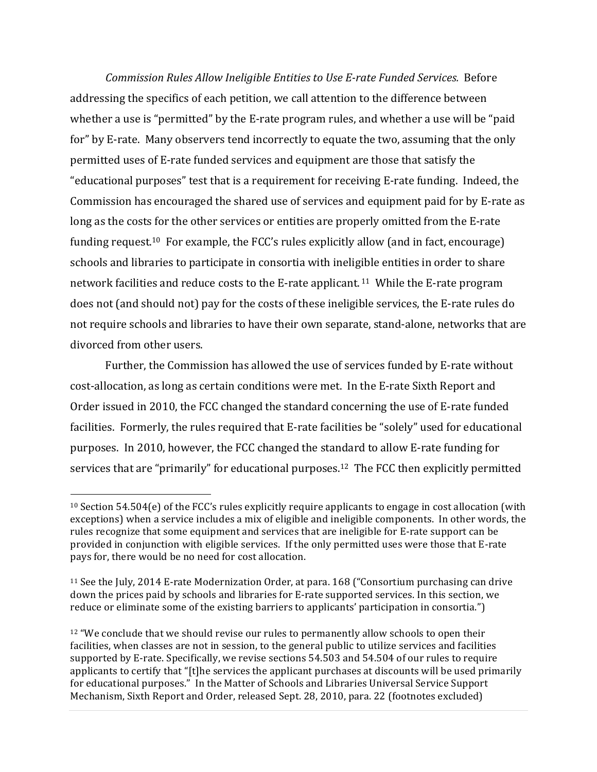*Commission Rules Allow Ineligible Entities to Use E-rate Funded Services.* Before addressing the specifics of each petition, we call attention to the difference between whether a use is "permitted" by the E-rate program rules, and whether a use will be "paid for" by E-rate. Many observers tend incorrectly to equate the two, assuming that the only permitted uses of E-rate funded services and equipment are those that satisfy the "educational purposes" test that is a requirement for receiving E-rate funding. Indeed, the Commission has encouraged the shared use of services and equipment paid for by E-rate as long as the costs for the other services or entities are properly omitted from the E-rate funding request.[10] For example, the FCC's rules explicitly allow (and in fact, encourage) schools and libraries to participate in consortia with ineligible entities in order to share network facilities and reduce costs to the E-rate applicant.[11] While the E-rate program does not (and should not) pay for the costs of these ineligible services, the E-rate rules do not require schools and libraries to have their own separate, stand-alone, networks that are divorced from other users.

Further, the Commission has allowed the use of services funded by E-rate without cost-allocation, as long as certain conditions were met. In the E-rate Sixth Report and Order issued in 2010, the FCC changed the standard concerning the use of E-rate funded facilities. Formerly, the rules required that E-rate facilities be "solely" used for educational purposes. In 2010, however, the FCC changed the standard to allow E-rate funding for services that are "primarily" for educational purposes.[12] The FCC then explicitly permitted

---

[10] Section 54.504(e) of the FCC's rules explicitly require applicants to engage in cost allocation (with exceptions) when a service includes a mix of eligible and ineligible components. In other words, the rules recognize that some equipment and services that are ineligible for E-rate support can be provided in conjunction with eligible services. If the only permitted uses were those that E-rate pays for, there would be no need for cost allocation.

[11] See the July, 2014 E-rate Modernization Order, at para. 168 ("Consortium purchasing can drive down the prices paid by schools and libraries for E-rate supported services. In this section, we reduce or eliminate some of the existing barriers to applicants' participation in consortia.")

[12] "We conclude that we should revise our rules to permanently allow schools to open their facilities, when classes are not in session, to the general public to utilize services and facilities supported by E-rate. Specifically, we revise sections 54.503 and 54.504 of our rules to require applicants to certify that "[t]he services the applicant purchases at discounts will be used primarily for educational purposes." In the Matter of Schools and Libraries Universal Service Support Mechanism, Sixth Report and Order, released Sept. 28, 2010, para. 22 (footnotes excluded)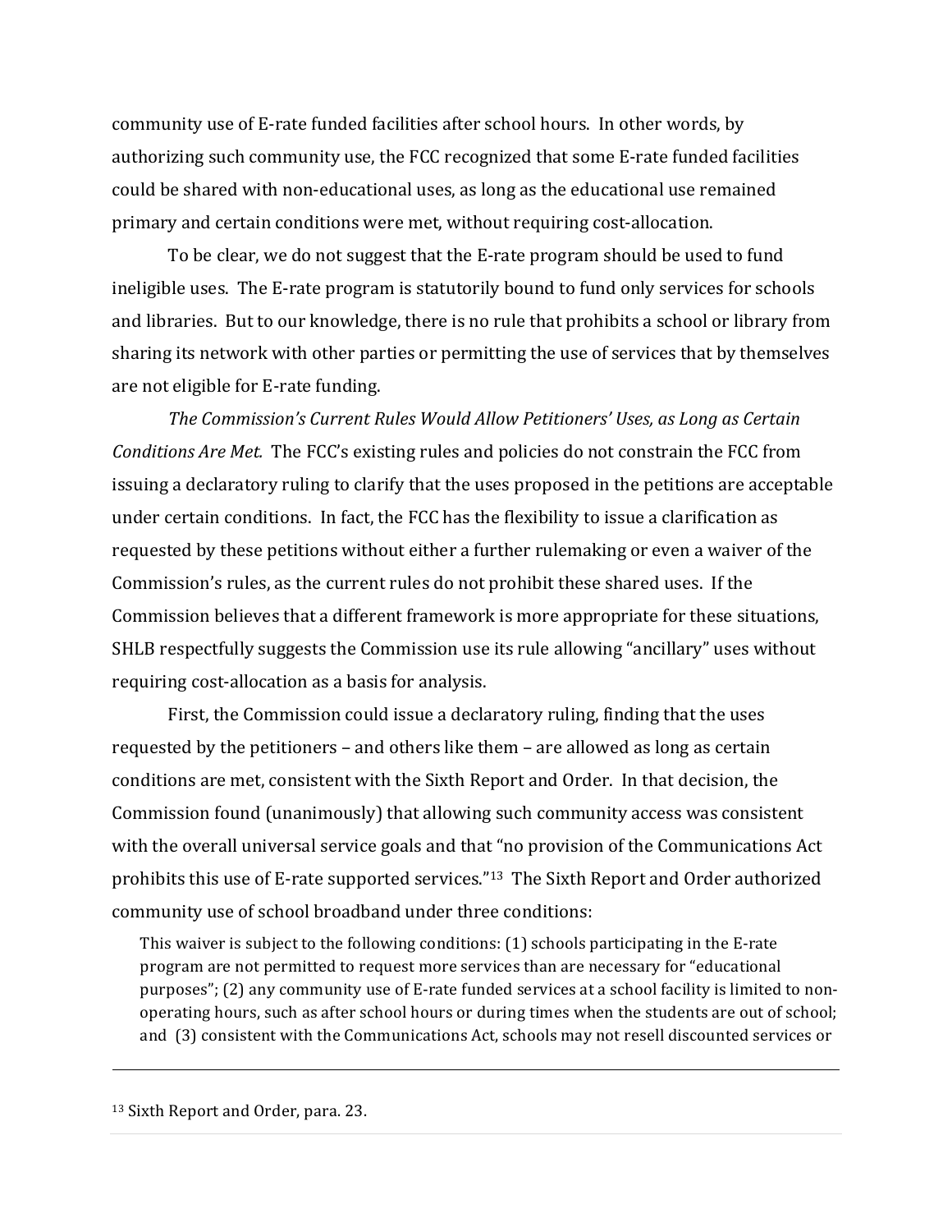community use of E-rate funded facilities after school hours. In other words, by authorizing such community use, the FCC recognized that some E-rate funded facilities could be shared with non-educational uses, as long as the educational use remained primary and certain conditions were met, without requiring cost-allocation.

To be clear, we do not suggest that the E-rate program should be used to fund ineligible uses. The E-rate program is statutorily bound to fund only services for schools and libraries. But to our knowledge, there is no rule that prohibits a school or library from sharing its network with other parties or permitting the use of services that by themselves are not eligible for E-rate funding.

*The Commission's Current Rules Would Allow Petitioners' Uses, as Long as Certain Conditions Are Met.* The FCC's existing rules and policies do not constrain the FCC from issuing a declaratory ruling to clarify that the uses proposed in the petitions are acceptable under certain conditions. In fact, the FCC has the flexibility to issue a clarification as requested by these petitions without either a further rulemaking or even a waiver of the Commission's rules, as the current rules do not prohibit these shared uses. If the Commission believes that a different framework is more appropriate for these situations, SHLB respectfully suggests the Commission use its rule allowing "ancillary" uses without requiring cost-allocation as a basis for analysis.

First, the Commission could issue a declaratory ruling, finding that the uses requested by the petitioners – and others like them – are allowed as long as certain conditions are met, consistent with the Sixth Report and Order. In that decision, the Commission found (unanimously) that allowing such community access was consistent with the overall universal service goals and that "no provision of the Communications Act prohibits this use of E-rate supported services."[13] The Sixth Report and Order authorized community use of school broadband under three conditions:

> This waiver is subject to the following conditions: (1) schools participating in the E-rate program are not permitted to request more services than are necessary for "educational purposes"; (2) any community use of E-rate funded services at a school facility is limited to non-operating hours, such as after school hours or during times when the students are out of school; and (3) consistent with the Communications Act, schools may not resell discounted services or

---

[13] Sixth Report and Order, para. 23.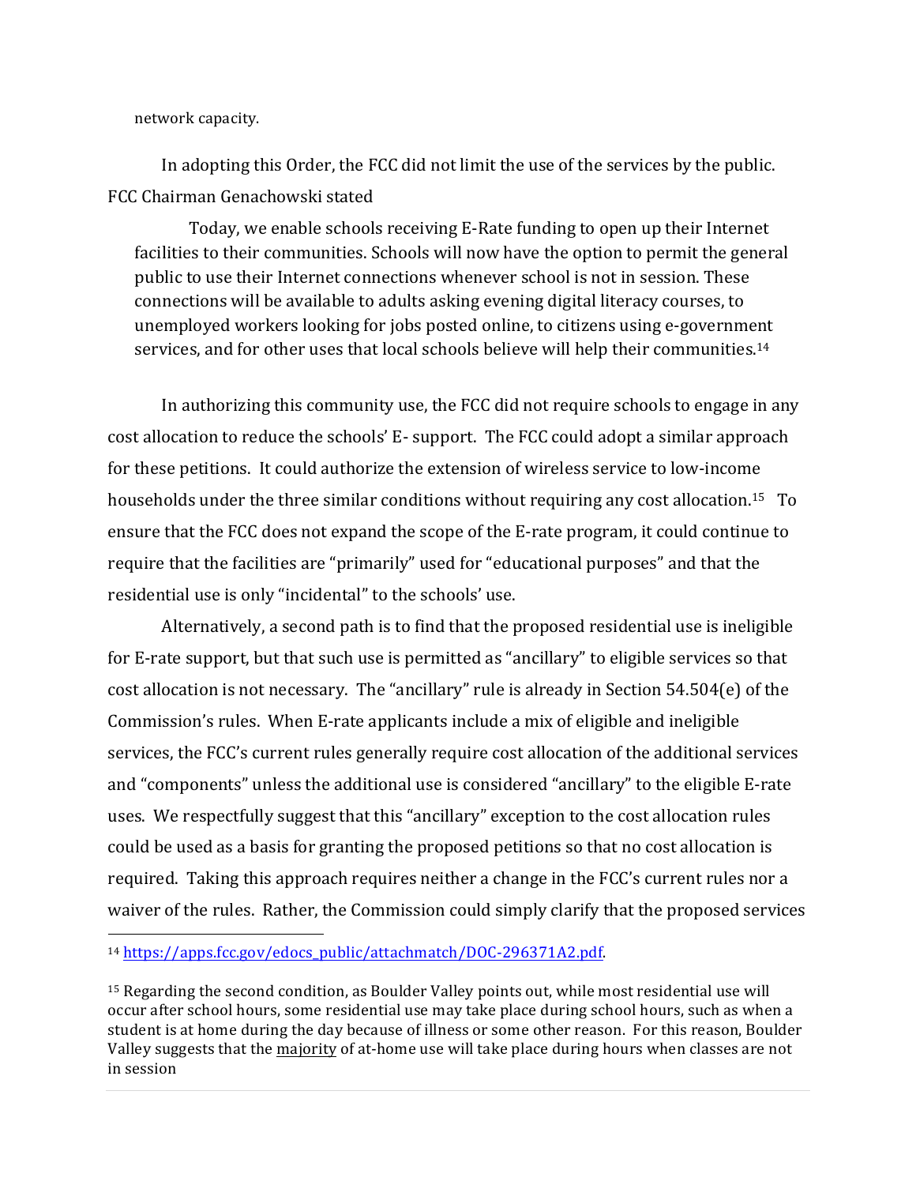network capacity.

In adopting this Order, the FCC did not limit the use of the services by the public. FCC Chairman Genachowski stated

> Today, we enable schools receiving E-Rate funding to open up their Internet facilities to their communities. Schools will now have the option to permit the general public to use their Internet connections whenever school is not in session. These connections will be available to adults asking evening digital literacy courses, to unemployed workers looking for jobs posted online, to citizens using e-government services, and for other uses that local schools believe will help their communities.[14]

In authorizing this community use, the FCC did not require schools to engage in any cost allocation to reduce the schools' E- support. The FCC could adopt a similar approach for these petitions. It could authorize the extension of wireless service to low-income households under the three similar conditions without requiring any cost allocation.[15] To ensure that the FCC does not expand the scope of the E-rate program, it could continue to require that the facilities are "primarily" used for "educational purposes" and that the residential use is only "incidental" to the schools' use.

Alternatively, a second path is to find that the proposed residential use is ineligible for E-rate support, but that such use is permitted as "ancillary" to eligible services so that cost allocation is not necessary. The "ancillary" rule is already in Section 54.504(e) of the Commission's rules. When E-rate applicants include a mix of eligible and ineligible services, the FCC's current rules generally require cost allocation of the additional services and "components" unless the additional use is considered "ancillary" to the eligible E-rate uses. We respectfully suggest that this "ancillary" exception to the cost allocation rules could be used as a basis for granting the proposed petitions so that no cost allocation is required. Taking this approach requires neither a change in the FCC's current rules nor a waiver of the rules. Rather, the Commission could simply clarify that the proposed services

---

[14] https://apps.fcc.gov/edocs_public/attachmatch/DOC-296371A2.pdf.

[15] Regarding the second condition, as Boulder Valley points out, while most residential use will occur after school hours, some residential use may take place during school hours, such as when a student is at home during the day because of illness or some other reason. For this reason, Boulder Valley suggests that the majority of at-home use will take place during hours when classes are not in session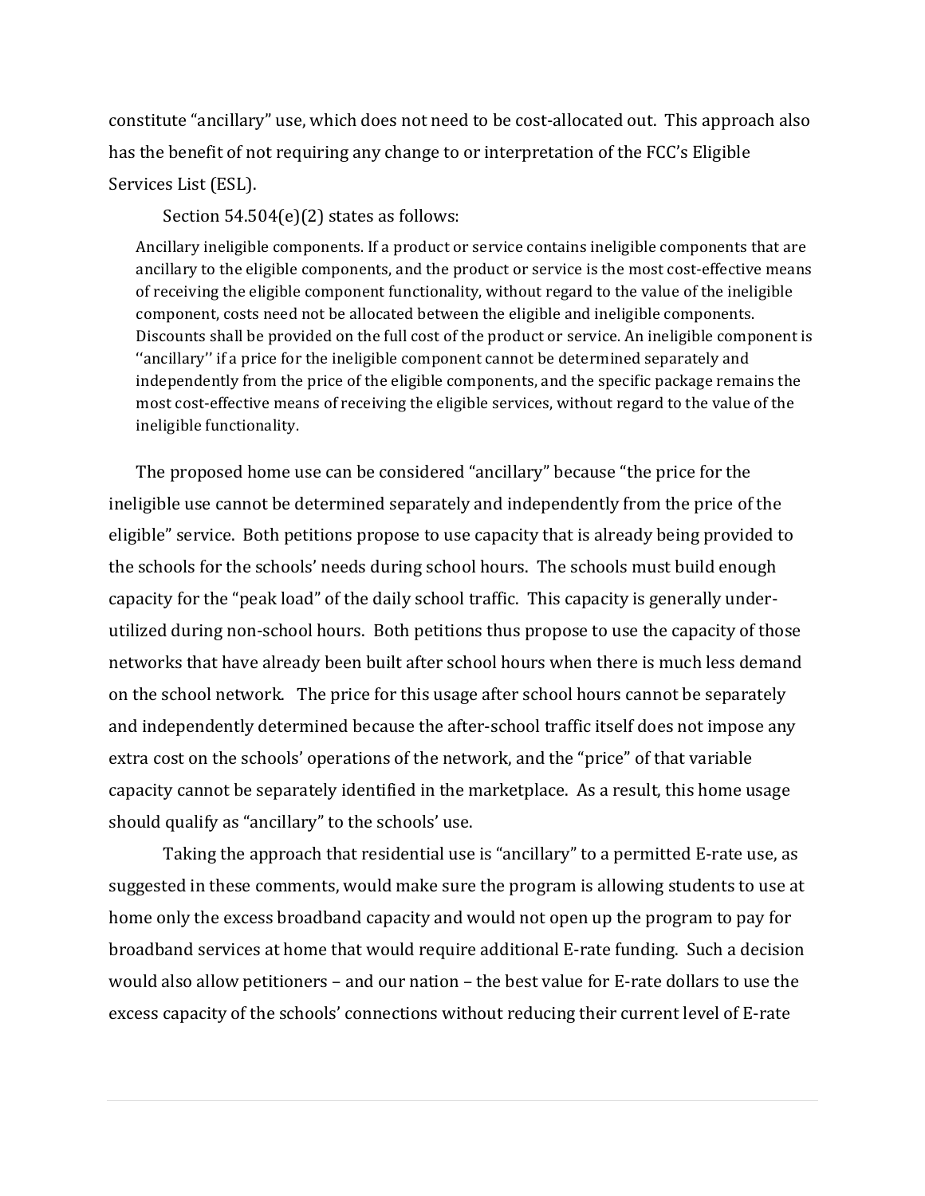constitute "ancillary" use, which does not need to be cost-allocated out. This approach also has the benefit of not requiring any change to or interpretation of the FCC's Eligible Services List (ESL).

Section 54.504(e)(2) states as follows:

> Ancillary ineligible components. If a product or service contains ineligible components that are ancillary to the eligible components, and the product or service is the most cost-effective means of receiving the eligible component functionality, without regard to the value of the ineligible component, costs need not be allocated between the eligible and ineligible components. Discounts shall be provided on the full cost of the product or service. An ineligible component is ''ancillary'' if a price for the ineligible component cannot be determined separately and independently from the price of the eligible components, and the specific package remains the most cost-effective means of receiving the eligible services, without regard to the value of the ineligible functionality.

The proposed home use can be considered "ancillary" because "the price for the ineligible use cannot be determined separately and independently from the price of the eligible" service. Both petitions propose to use capacity that is already being provided to the schools for the schools' needs during school hours. The schools must build enough capacity for the "peak load" of the daily school traffic. This capacity is generally under-utilized during non-school hours. Both petitions thus propose to use the capacity of those networks that have already been built after school hours when there is much less demand on the school network. The price for this usage after school hours cannot be separately and independently determined because the after-school traffic itself does not impose any extra cost on the schools' operations of the network, and the "price" of that variable capacity cannot be separately identified in the marketplace. As a result, this home usage should qualify as "ancillary" to the schools' use.

Taking the approach that residential use is "ancillary" to a permitted E-rate use, as suggested in these comments, would make sure the program is allowing students to use at home only the excess broadband capacity and would not open up the program to pay for broadband services at home that would require additional E-rate funding. Such a decision would also allow petitioners – and our nation – the best value for E-rate dollars to use the excess capacity of the schools' connections without reducing their current level of E-rate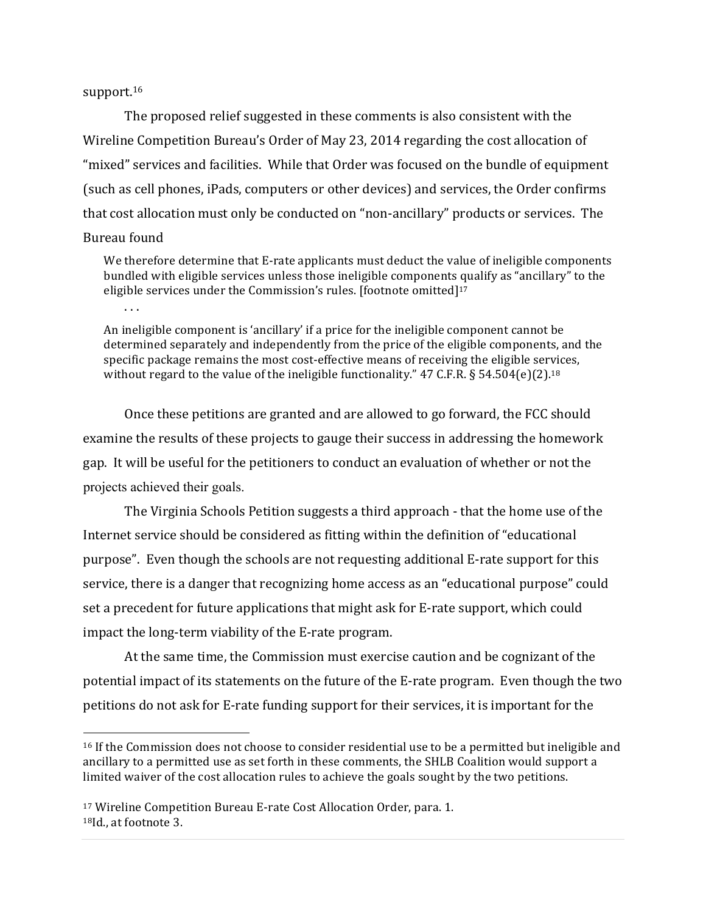support.[16]

The proposed relief suggested in these comments is also consistent with the Wireline Competition Bureau's Order of May 23, 2014 regarding the cost allocation of "mixed" services and facilities. While that Order was focused on the bundle of equipment (such as cell phones, iPads, computers or other devices) and services, the Order confirms that cost allocation must only be conducted on "non-ancillary" products or services. The Bureau found

> We therefore determine that E-rate applicants must deduct the value of ineligible components bundled with eligible services unless those ineligible components qualify as "ancillary" to the eligible services under the Commission's rules. [footnote omitted][17]
>
> . . .
>
> An ineligible component is 'ancillary' if a price for the ineligible component cannot be determined separately and independently from the price of the eligible components, and the specific package remains the most cost-effective means of receiving the eligible services, without regard to the value of the ineligible functionality." 47 C.F.R. § 54.504(e)(2).[18]

Once these petitions are granted and are allowed to go forward, the FCC should examine the results of these projects to gauge their success in addressing the homework gap. It will be useful for the petitioners to conduct an evaluation of whether or not the projects achieved their goals.

The Virginia Schools Petition suggests a third approach - that the home use of the Internet service should be considered as fitting within the definition of "educational purpose". Even though the schools are not requesting additional E-rate support for this service, there is a danger that recognizing home access as an "educational purpose" could set a precedent for future applications that might ask for E-rate support, which could impact the long-term viability of the E-rate program.

At the same time, the Commission must exercise caution and be cognizant of the potential impact of its statements on the future of the E-rate program. Even though the two petitions do not ask for E-rate funding support for their services, it is important for the

---

[16] If the Commission does not choose to consider residential use to be a permitted but ineligible and ancillary to a permitted use as set forth in these comments, the SHLB Coalition would support a limited waiver of the cost allocation rules to achieve the goals sought by the two petitions.

[17] Wireline Competition Bureau E-rate Cost Allocation Order, para. 1.

[18] Id., at footnote 3.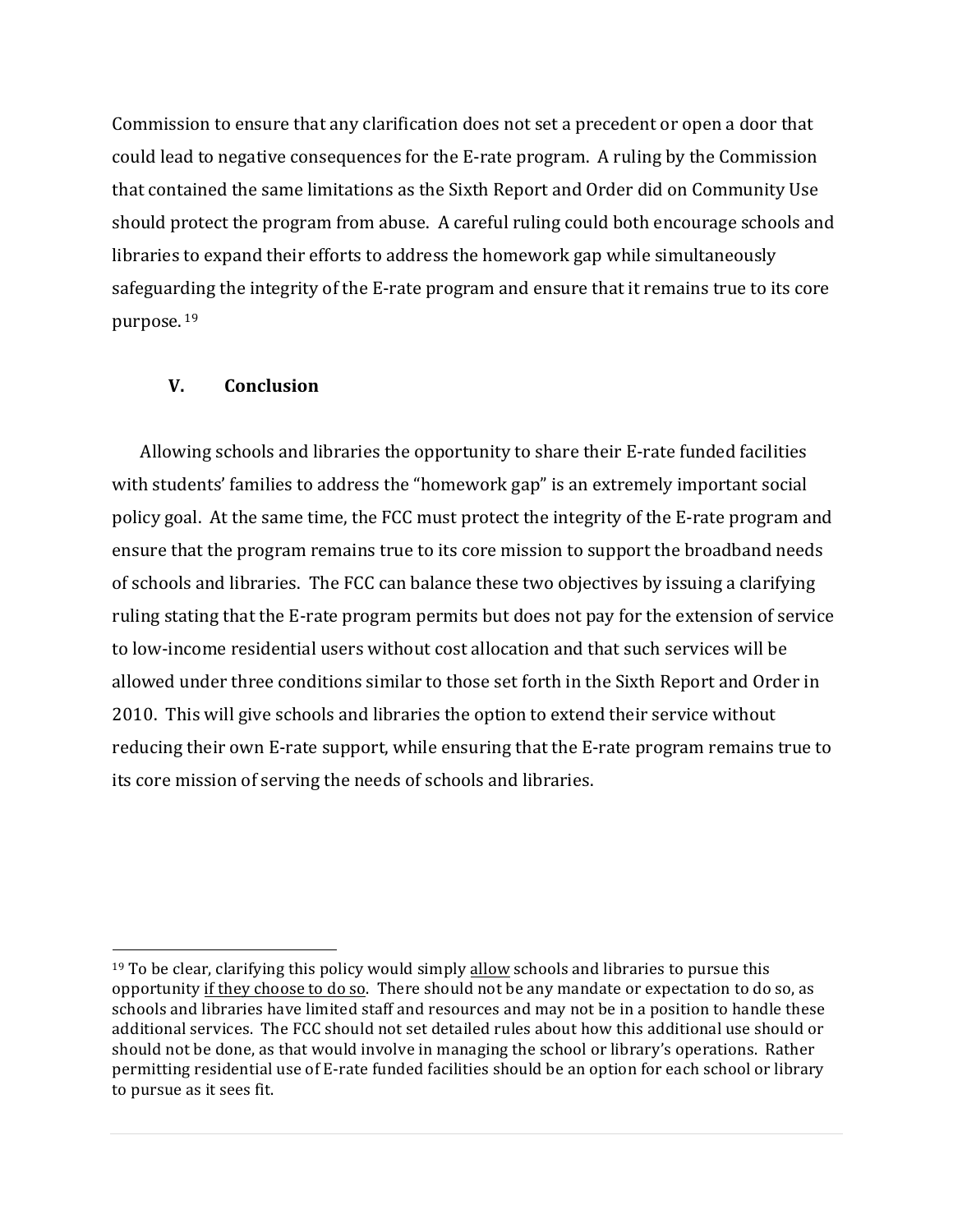Commission to ensure that any clarification does not set a precedent or open a door that could lead to negative consequences for the E-rate program. A ruling by the Commission that contained the same limitations as the Sixth Report and Order did on Community Use should protect the program from abuse. A careful ruling could both encourage schools and libraries to expand their efforts to address the homework gap while simultaneously safeguarding the integrity of the E-rate program and ensure that it remains true to its core purpose.[19]

## V. Conclusion

Allowing schools and libraries the opportunity to share their E-rate funded facilities with students' families to address the "homework gap" is an extremely important social policy goal. At the same time, the FCC must protect the integrity of the E-rate program and ensure that the program remains true to its core mission to support the broadband needs of schools and libraries. The FCC can balance these two objectives by issuing a clarifying ruling stating that the E-rate program permits but does not pay for the extension of service to low-income residential users without cost allocation and that such services will be allowed under three conditions similar to those set forth in the Sixth Report and Order in 2010. This will give schools and libraries the option to extend their service without reducing their own E-rate support, while ensuring that the E-rate program remains true to its core mission of serving the needs of schools and libraries.

---

[19] To be clear, clarifying this policy would simply <u>allow</u> schools and libraries to pursue this opportunity <u>if they choose to do so</u>. There should not be any mandate or expectation to do so, as schools and libraries have limited staff and resources and may not be in a position to handle these additional services. The FCC should not set detailed rules about how this additional use should or should not be done, as that would involve in managing the school or library's operations. Rather permitting residential use of E-rate funded facilities should be an option for each school or library to pursue as it sees fit.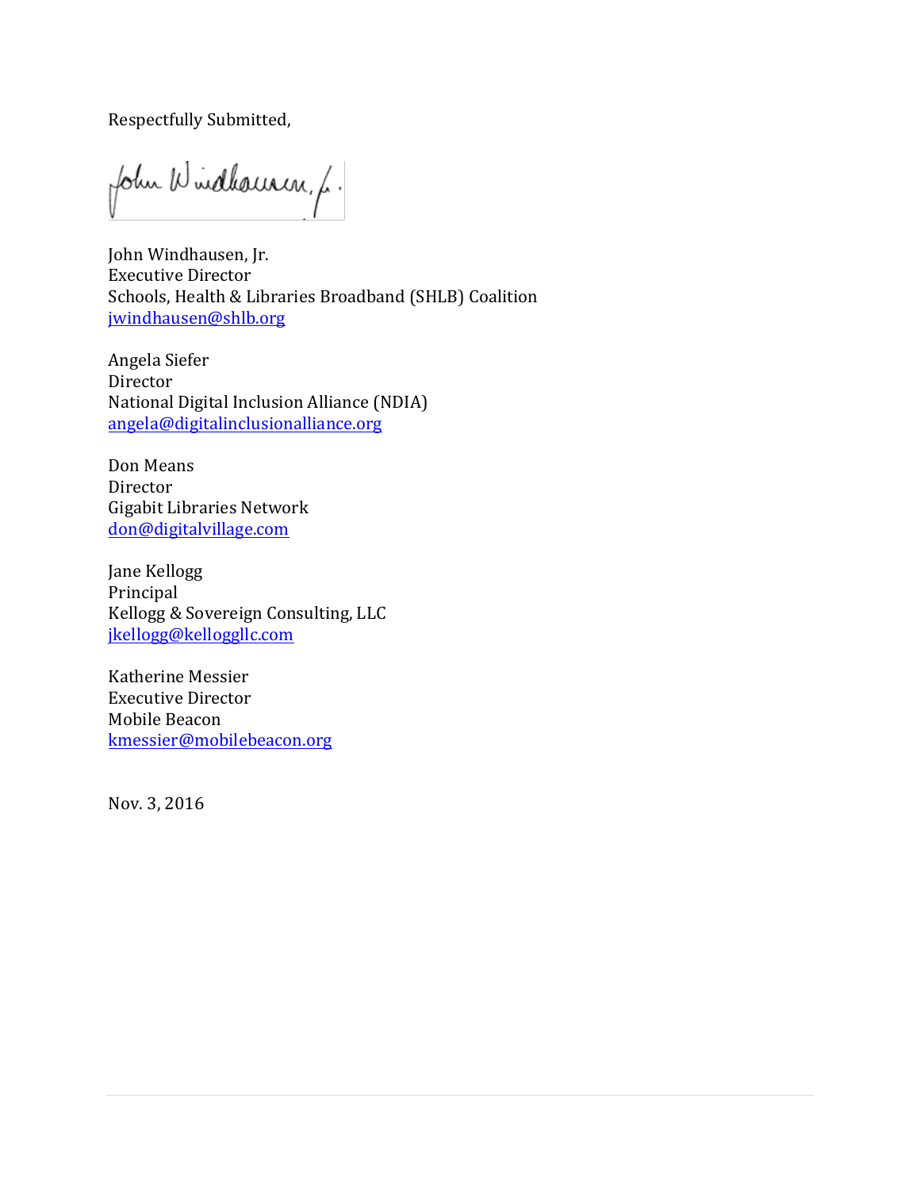Respectfully Submitted,

John Windhausen, Jr.
Executive Director
Schools, Health & Libraries Broadband (SHLB) Coalition
jwindhausen@shlb.org

Angela Siefer
Director
National Digital Inclusion Alliance (NDIA)
angela@digitalinclusionalliance.org

Don Means
Director
Gigabit Libraries Network
don@digitalvillage.com

Jane Kellogg
Principal
Kellogg & Sovereign Consulting, LLC
jkellogg@kellogllc.com

Katherine Messier
Executive Director
Mobile Beacon
kmessier@mobilebeacon.org

Nov. 3, 2016